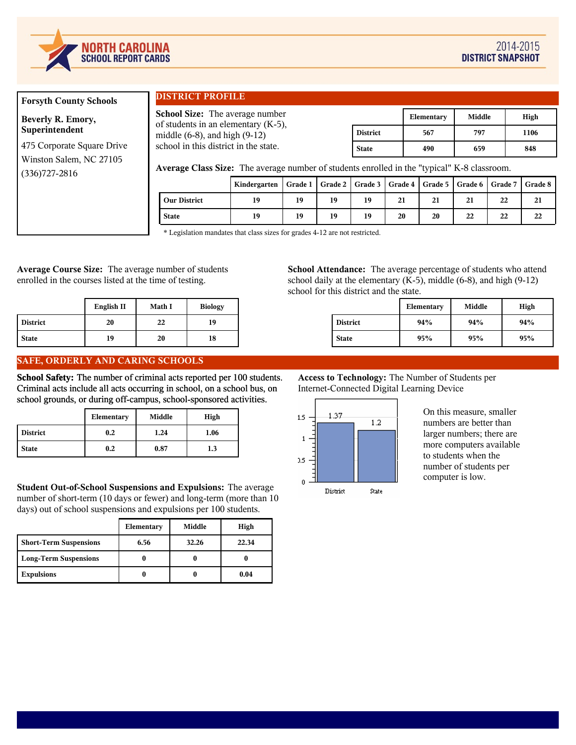# NORTH CAROLINA SCHOOL REPORT CARDS

## 2014-2015 DISTRICT SNAPSHOT

**Forsyth County Schools**

**Beverly R. Emory, Superintendent**

475 Corporate Square Drive
Winston Salem, NC 27105
(336)727-2816

## DISTRICT PROFILE

**School Size:** The average number of students in an elementary (K-5), middle (6-8), and high (9-12) school in this district in the state.

| | Elementary | Middle | High |
|---|---|---|---|
| **District** | 567 | 797 | 1106 |
| **State** | 490 | 659 | 848 |

**Average Class Size:** The average number of students enrolled in the "typical" K-8 classroom.

| | Kindergarten | Grade 1 | Grade 2 | Grade 3 | Grade 4 | Grade 5 | Grade 6 | Grade 7 | Grade 8 |
|---|---|---|---|---|---|---|---|---|---|
| **Our District** | 19 | 19 | 19 | 19 | 21 | 21 | 21 | 22 | 21 |
| **State** | 19 | 19 | 19 | 19 | 20 | 20 | 22 | 22 | 22 |

\* Legislation mandates that class sizes for grades 4-12 are not restricted.

**Average Course Size:** The average number of students enrolled in the courses listed at the time of testing.

| | English II | Math I | Biology |
|---|---|---|---|
| **District** | 20 | 22 | 19 |
| **State** | 19 | 20 | 18 |

**School Attendance:** The average percentage of students who attend school daily at the elementary (K-5), middle (6-8), and high (9-12) school for this district and the state.

| | Elementary | Middle | High |
|---|---|---|---|
| **District** | 94% | 94% | 94% |
| **State** | 95% | 95% | 95% |

## SAFE, ORDERLY AND CARING SCHOOLS

**School Safety:** The number of criminal acts reported per 100 students. Criminal acts include all acts occurring in school, on a school bus, on school grounds, or during off-campus, school-sponsored activities.

| | Elementary | Middle | High |
|---|---|---|---|
| **District** | 0.2 | 1.24 | 1.06 |
| **State** | 0.2 | 0.87 | 1.3 |

**Access to Technology:** The Number of Students per Internet-Connected Digital Learning Device

| | Students per Device |
|---|---|
| District | 1.37 |
| State | 1.2 |

On this measure, smaller numbers are better than larger numbers; there are more computers available to students when the number of students per computer is low.

**Student Out-of-School Suspensions and Expulsions:** The average number of short-term (10 days or fewer) and long-term (more than 10 days) out of school suspensions and expulsions per 100 students.

| | Elementary | Middle | High |
|---|---|---|---|
| **Short-Term Suspensions** | 6.56 | 32.26 | 22.34 |
| **Long-Term Suspensions** | 0 | 0 | 0 |
| **Expulsions** | 0 | 0 | 0.04 |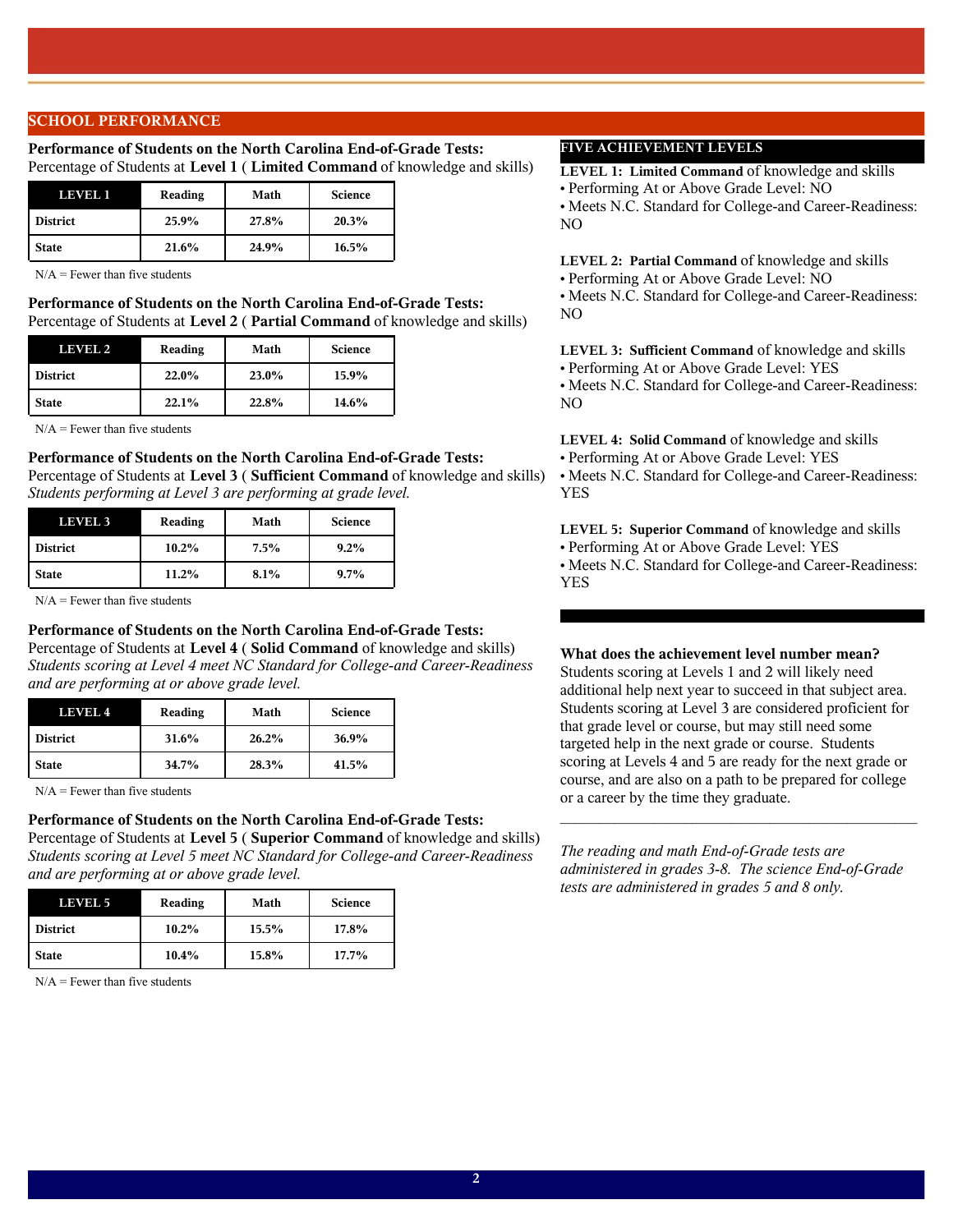## SCHOOL PERFORMANCE

**Performance of Students on the North Carolina End-of-Grade Tests:**
Percentage of Students at **Level 1** ( **Limited Command** of knowledge and skills)

| LEVEL 1 | Reading | Math | Science |
|---|---|---|---|
| District | 25.9% | 27.8% | 20.3% |
| State | 21.6% | 24.9% | 16.5% |

N/A = Fewer than five students

**Performance of Students on the North Carolina End-of-Grade Tests:**
Percentage of Students at **Level 2** ( **Partial Command** of knowledge and skills)

| LEVEL 2 | Reading | Math | Science |
|---|---|---|---|
| District | 22.0% | 23.0% | 15.9% |
| State | 22.1% | 22.8% | 14.6% |

N/A = Fewer than five students

**Performance of Students on the North Carolina End-of-Grade Tests:**
Percentage of Students at **Level 3** ( **Sufficient Command** of knowledge and skills)
*Students performing at Level 3 are performing at grade level.*

| LEVEL 3 | Reading | Math | Science |
|---|---|---|---|
| District | 10.2% | 7.5% | 9.2% |
| State | 11.2% | 8.1% | 9.7% |

N/A = Fewer than five students

**Performance of Students on the North Carolina End-of-Grade Tests:**
Percentage of Students at **Level 4** ( **Solid Command** of knowledge and skills)
*Students scoring at Level 4 meet NC Standard for College-and Career-Readiness and are performing at or above grade level.*

| LEVEL 4 | Reading | Math | Science |
|---|---|---|---|
| District | 31.6% | 26.2% | 36.9% |
| State | 34.7% | 28.3% | 41.5% |

N/A = Fewer than five students

**Performance of Students on the North Carolina End-of-Grade Tests:**
Percentage of Students at **Level 5** ( **Superior Command** of knowledge and skills)
*Students scoring at Level 5 meet NC Standard for College-and Career-Readiness and are performing at or above grade level.*

| LEVEL 5 | Reading | Math | Science |
|---|---|---|---|
| District | 10.2% | 15.5% | 17.8% |
| State | 10.4% | 15.8% | 17.7% |

N/A = Fewer than five students

### FIVE ACHIEVEMENT LEVELS

**LEVEL 1: Limited Command** of knowledge and skills
- Performing At or Above Grade Level: NO
- Meets N.C. Standard for College-and Career-Readiness: NO

**LEVEL 2: Partial Command** of knowledge and skills
- Performing At or Above Grade Level: NO
- Meets N.C. Standard for College-and Career-Readiness: NO

**LEVEL 3: Sufficient Command** of knowledge and skills
- Performing At or Above Grade Level: YES
- Meets N.C. Standard for College-and Career-Readiness: NO

**LEVEL 4: Solid Command** of knowledge and skills
- Performing At or Above Grade Level: YES
- Meets N.C. Standard for College-and Career-Readiness: YES

**LEVEL 5: Superior Command** of knowledge and skills
- Performing At or Above Grade Level: YES
- Meets N.C. Standard for College-and Career-Readiness: YES

**What does the achievement level number mean?**
Students scoring at Levels 1 and 2 will likely need additional help next year to succeed in that subject area. Students scoring at Level 3 are considered proficient for that grade level or course, but may still need some targeted help in the next grade or course. Students scoring at Levels 4 and 5 are ready for the next grade or course, and are also on a path to be prepared for college or a career by the time they graduate.

---

*The reading and math End-of-Grade tests are administered in grades 3-8. The science End-of-Grade tests are administered in grades 5 and 8 only.*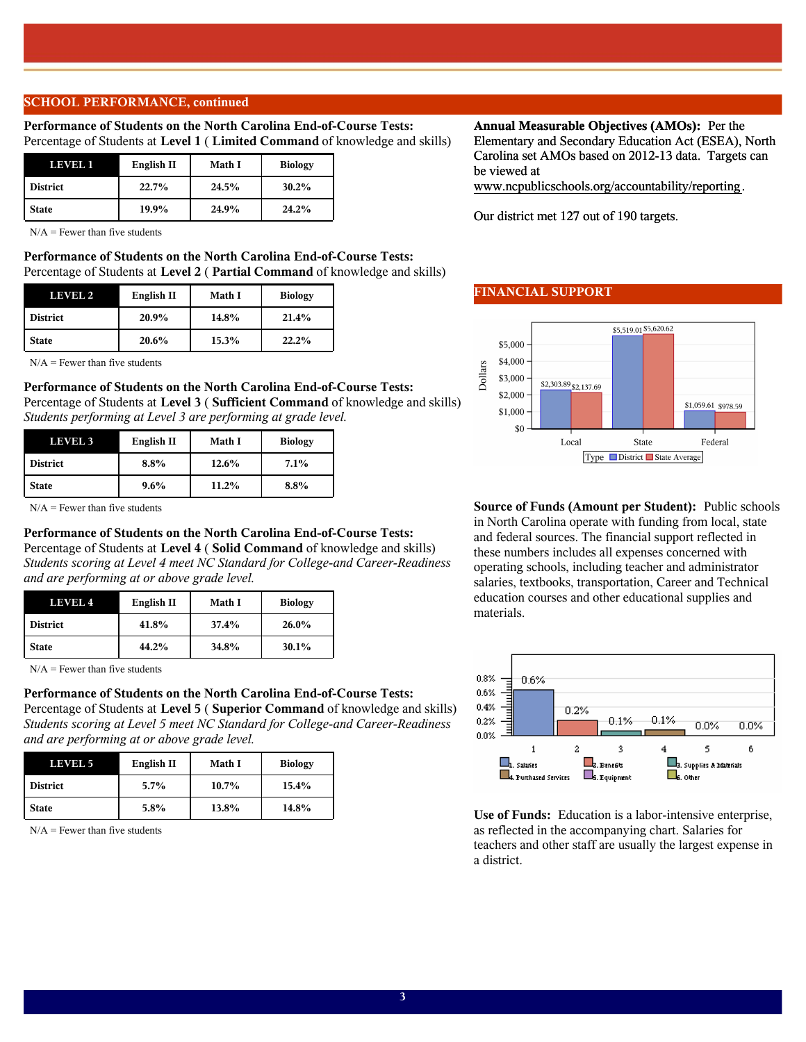## SCHOOL PERFORMANCE, continued

**Performance of Students on the North Carolina End-of-Course Tests:**
Percentage of Students at **Level 1** ( **Limited Command** of knowledge and skills)

| LEVEL 1 | English II | Math I | Biology |
|---|---|---|---|
| District | 22.7% | 24.5% | 30.2% |
| State | 19.9% | 24.9% | 24.2% |

N/A = Fewer than five students

**Performance of Students on the North Carolina End-of-Course Tests:**
Percentage of Students at **Level 2** ( **Partial Command** of knowledge and skills)

| LEVEL 2 | English II | Math I | Biology |
|---|---|---|---|
| District | 20.9% | 14.8% | 21.4% |
| State | 20.6% | 15.3% | 22.2% |

N/A = Fewer than five students

**Performance of Students on the North Carolina End-of-Course Tests:**
Percentage of Students at **Level 3** ( **Sufficient Command** of knowledge and skills)
*Students performing at Level 3 are performing at grade level.*

| LEVEL 3 | English II | Math I | Biology |
|---|---|---|---|
| District | 8.8% | 12.6% | 7.1% |
| State | 9.6% | 11.2% | 8.8% |

N/A = Fewer than five students

**Performance of Students on the North Carolina End-of-Course Tests:**
Percentage of Students at **Level 4** ( **Solid Command** of knowledge and skills)
*Students scoring at Level 4 meet NC Standard for College-and Career-Readiness and are performing at or above grade level.*

| LEVEL 4 | English II | Math I | Biology |
|---|---|---|---|
| District | 41.8% | 37.4% | 26.0% |
| State | 44.2% | 34.8% | 30.1% |

N/A = Fewer than five students

**Performance of Students on the North Carolina End-of-Course Tests:**
Percentage of Students at **Level 5** ( **Superior Command** of knowledge and skills)
*Students scoring at Level 5 meet NC Standard for College-and Career-Readiness and are performing at or above grade level.*

| LEVEL 5 | English II | Math I | Biology |
|---|---|---|---|
| District | 5.7% | 10.7% | 15.4% |
| State | 5.8% | 13.8% | 14.8% |

N/A = Fewer than five students

**Annual Measurable Objectives (AMOs):** Per the Elementary and Secondary Education Act (ESEA), North Carolina set AMOs based on 2012-13 data. Targets can be viewed at www.ncpublicschools.org/accountability/reporting.

Our district met 127 out of 190 targets.

## FINANCIAL SUPPORT

| Type | District | State Average |
|---|---|---|
| Local | $2,303.89 | $2,137.69 |
| State | $5,519.01 | $5,620.62 |
| Federal | $1,059.61 | $978.59 |

**Source of Funds (Amount per Student):** Public schools in North Carolina operate with funding from local, state and federal sources. The financial support reflected in these numbers includes all expenses concerned with operating schools, including teacher and administrator salaries, textbooks, transportation, Career and Technical education courses and other educational supplies and materials.

| Category | Percent |
|---|---|
| 1. Salaries | 0.6% |
| 2. Benefits | 0.2% |
| 3. Supplies & Materials | 0.1% |
| 4. Purchased Services | 0.1% |
| 5. Equipment | 0.0% |
| 6. Other | 0.0% |

**Use of Funds:** Education is a labor-intensive enterprise, as reflected in the accompanying chart. Salaries for teachers and other staff are usually the largest expense in a district.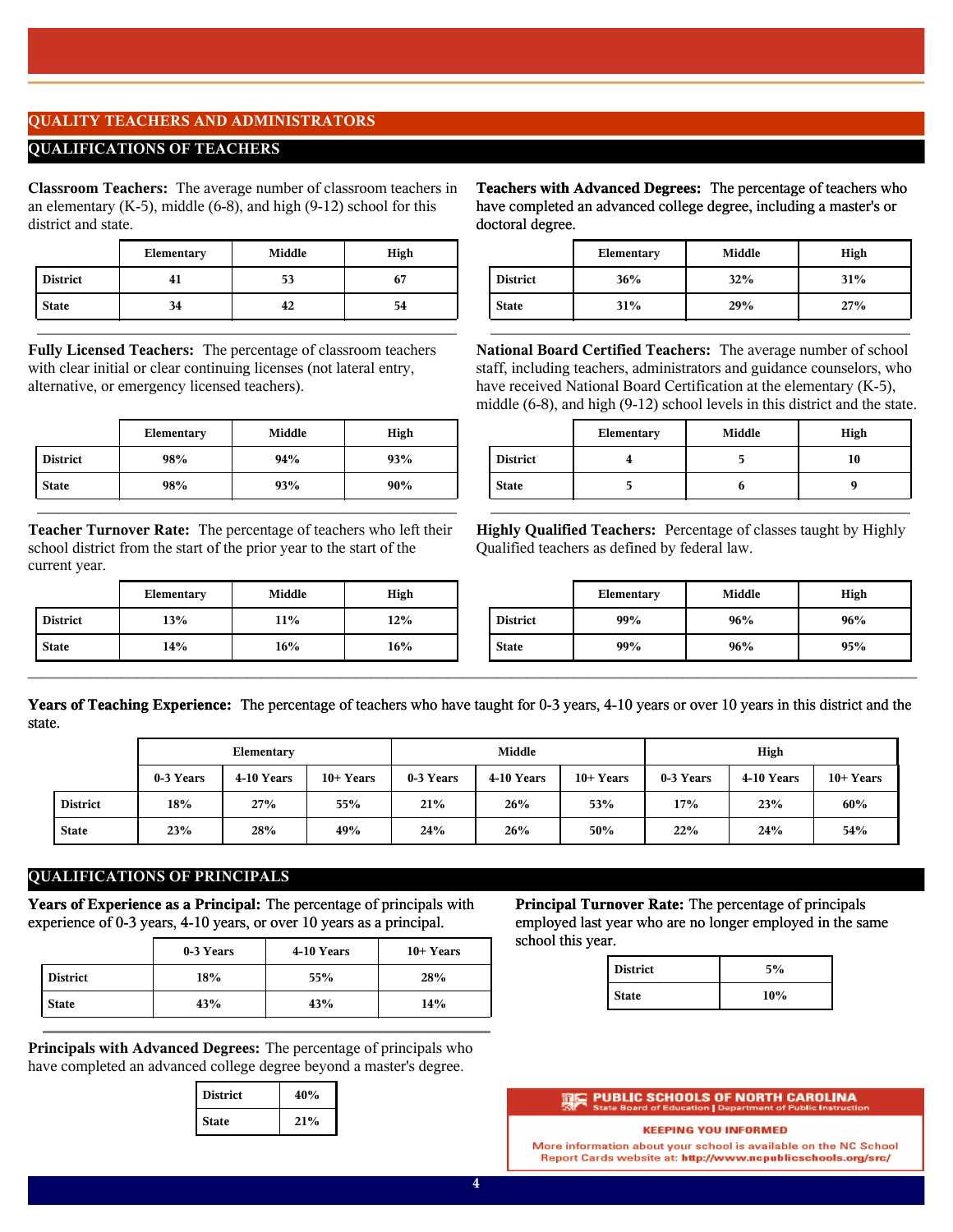## QUALITY TEACHERS AND ADMINISTRATORS

### QUALIFICATIONS OF TEACHERS

**Classroom Teachers:** The average number of classroom teachers in an elementary (K-5), middle (6-8), and high (9-12) school for this district and state.

| | Elementary | Middle | High |
|---|---|---|---|
| District | 41 | 53 | 67 |
| State | 34 | 42 | 54 |

**Fully Licensed Teachers:** The percentage of classroom teachers with clear initial or clear continuing licenses (not lateral entry, alternative, or emergency licensed teachers).

| | Elementary | Middle | High |
|---|---|---|---|
| District | 98% | 94% | 93% |
| State | 98% | 93% | 90% |

**Teacher Turnover Rate:** The percentage of teachers who left their school district from the start of the prior year to the start of the current year.

| | Elementary | Middle | High |
|---|---|---|---|
| District | 13% | 11% | 12% |
| State | 14% | 16% | 16% |

**Teachers with Advanced Degrees:** The percentage of teachers who have completed an advanced college degree, including a master's or doctoral degree.

| | Elementary | Middle | High |
|---|---|---|---|
| District | 36% | 32% | 31% |
| State | 31% | 29% | 27% |

**National Board Certified Teachers:** The average number of school staff, including teachers, administrators and guidance counselors, who have received National Board Certification at the elementary (K-5), middle (6-8), and high (9-12) school levels in this district and the state.

| | Elementary | Middle | High |
|---|---|---|---|
| District | 4 | 5 | 10 |
| State | 5 | 6 | 9 |

**Highly Qualified Teachers:** Percentage of classes taught by Highly Qualified teachers as defined by federal law.

| | Elementary | Middle | High |
|---|---|---|---|
| District | 99% | 96% | 96% |
| State | 99% | 96% | 95% |

**Years of Teaching Experience:** The percentage of teachers who have taught for 0-3 years, 4-10 years or over 10 years in this district and the state.

| | Elementary | | | Middle | | | High | | |
|---|---|---|---|---|---|---|---|---|---|
| | 0-3 Years | 4-10 Years | 10+ Years | 0-3 Years | 4-10 Years | 10+ Years | 0-3 Years | 4-10 Years | 10+ Years |
| District | 18% | 27% | 55% | 21% | 26% | 53% | 17% | 23% | 60% |
| State | 23% | 28% | 49% | 24% | 26% | 50% | 22% | 24% | 54% |

### QUALIFICATIONS OF PRINCIPALS

**Years of Experience as a Principal:** The percentage of principals with experience of 0-3 years, 4-10 years, or over 10 years as a principal.

| | 0-3 Years | 4-10 Years | 10+ Years |
|---|---|---|---|
| District | 18% | 55% | 28% |
| State | 43% | 43% | 14% |

**Principals with Advanced Degrees:** The percentage of principals who have completed an advanced college degree beyond a master's degree.

| | |
|---|---|
| District | 40% |
| State | 21% |

**Principal Turnover Rate:** The percentage of principals employed last year who are no longer employed in the same school this year.

| | |
|---|---|
| District | 5% |
| State | 10% |

**PUBLIC SCHOOLS OF NORTH CAROLINA**
State Board of Education | Department of Public Instruction

**KEEPING YOU INFORMED**

More information about your school is available on the NC School Report Cards website at: **http://www.ncpublicschools.org/src/**